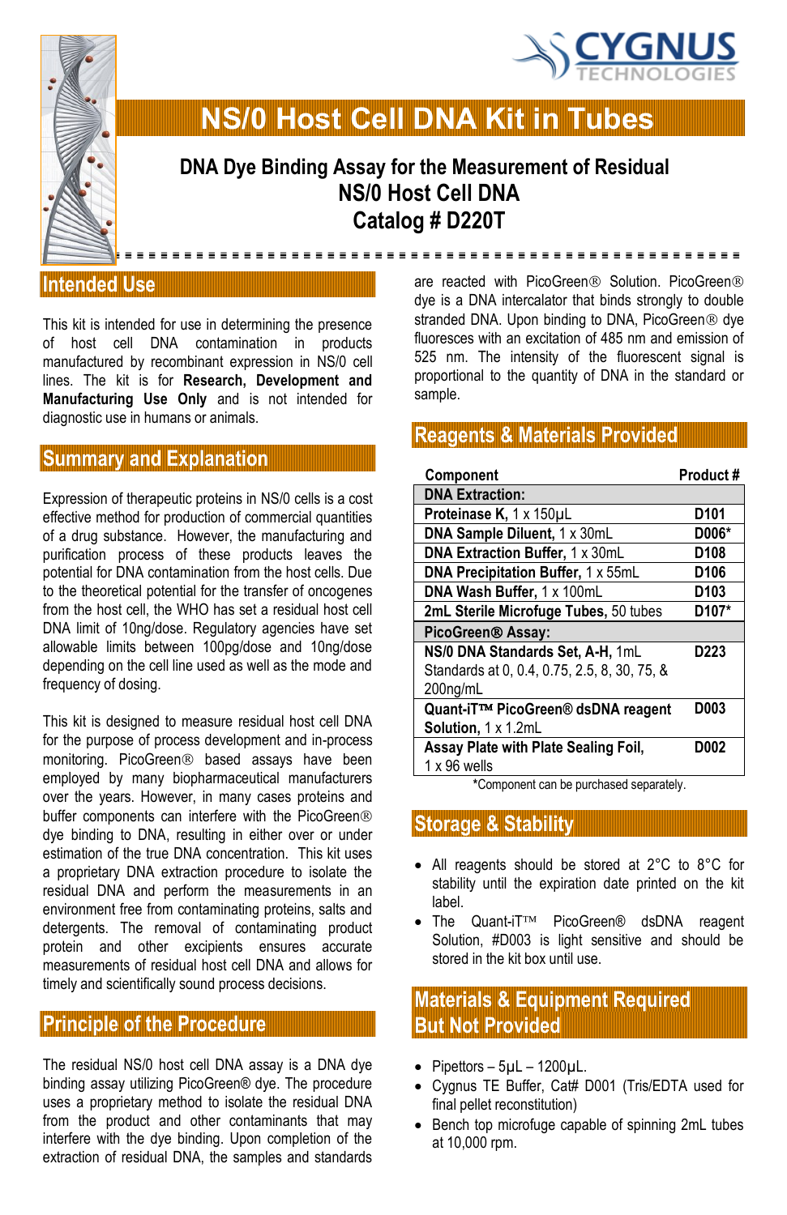# NS/0 Host Cell DNA Kit in Tubes

**DNA Dye Binding Assay for the Measurement of Residual NS/0 Host Cell DNA**
**Catalog # D220T**

## Intended Use

This kit is intended for use in determining the presence of host cell DNA contamination in products manufactured by recombinant expression in NS/0 cell lines. The kit is for **Research, Development and Manufacturing Use Only** and is not intended for diagnostic use in humans or animals.

## Summary and Explanation

Expression of therapeutic proteins in NS/0 cells is a cost effective method for production of commercial quantities of a drug substance. However, the manufacturing and purification process of these products leaves the potential for DNA contamination from the host cells. Due to the theoretical potential for the transfer of oncogenes from the host cell, the WHO has set a residual host cell DNA limit of 10ng/dose. Regulatory agencies have set allowable limits between 100pg/dose and 10ng/dose depending on the cell line used as well as the mode and frequency of dosing.

This kit is designed to measure residual host cell DNA for the purpose of process development and in-process monitoring. PicoGreen® based assays have been employed by many biopharmaceutical manufacturers over the years. However, in many cases proteins and buffer components can interfere with the PicoGreen® dye binding to DNA, resulting in either over or under estimation of the true DNA concentration. This kit uses a proprietary DNA extraction procedure to isolate the residual DNA and perform the measurements in an environment free from contaminating proteins, salts and detergents. The removal of contaminating product protein and other excipients ensures accurate measurements of residual host cell DNA and allows for timely and scientifically sound process decisions.

## Principle of the Procedure

The residual NS/0 host cell DNA assay is a DNA dye binding assay utilizing PicoGreen® dye. The procedure uses a proprietary method to isolate the residual DNA from the product and other contaminants that may interfere with the dye binding. Upon completion of the extraction of residual DNA, the samples and standards are reacted with PicoGreen® Solution. PicoGreen® dye is a DNA intercalator that binds strongly to double stranded DNA. Upon binding to DNA, PicoGreen® dye fluoresces with an excitation of 485 nm and emission of 525 nm. The intensity of the fluorescent signal is proportional to the quantity of DNA in the standard or sample.

## Reagents & Materials Provided

| Component | Product # |
|---|---|
| **DNA Extraction:** | |
| **Proteinase K,** 1 x 150µL | **D101** |
| **DNA Sample Diluent,** 1 x 30mL | **D006*** |
| **DNA Extraction Buffer,** 1 x 30mL | **D108** |
| **DNA Precipitation Buffer,** 1 x 55mL | **D106** |
| **DNA Wash Buffer,** 1 x 100mL | **D103** |
| **2mL Sterile Microfuge Tubes,** 50 tubes | **D107*** |
| **PicoGreen® Assay:** | |
| **NS/0 DNA Standards Set, A-H,** 1mL Standards at 0, 0.4, 0.75, 2.5, 8, 30, 75, & 200ng/mL | **D223** |
| **Quant-iT™ PicoGreen® dsDNA reagent Solution,** 1 x 1.2mL | **D003** |
| **Assay Plate with Plate Sealing Foil,** 1 x 96 wells | **D002** |

*Component can be purchased separately.

## Storage & Stability

- All reagents should be stored at 2°C to 8°C for stability until the expiration date printed on the kit label.
- The Quant-iT™ PicoGreen® dsDNA reagent Solution, #D003 is light sensitive and should be stored in the kit box until use.

## Materials & Equipment Required But Not Provided

- Pipettors – 5µL – 1200µL.
- Cygnus TE Buffer, Cat# D001 (Tris/EDTA used for final pellet reconstitution)
- Bench top microfuge capable of spinning 2mL tubes at 10,000 rpm.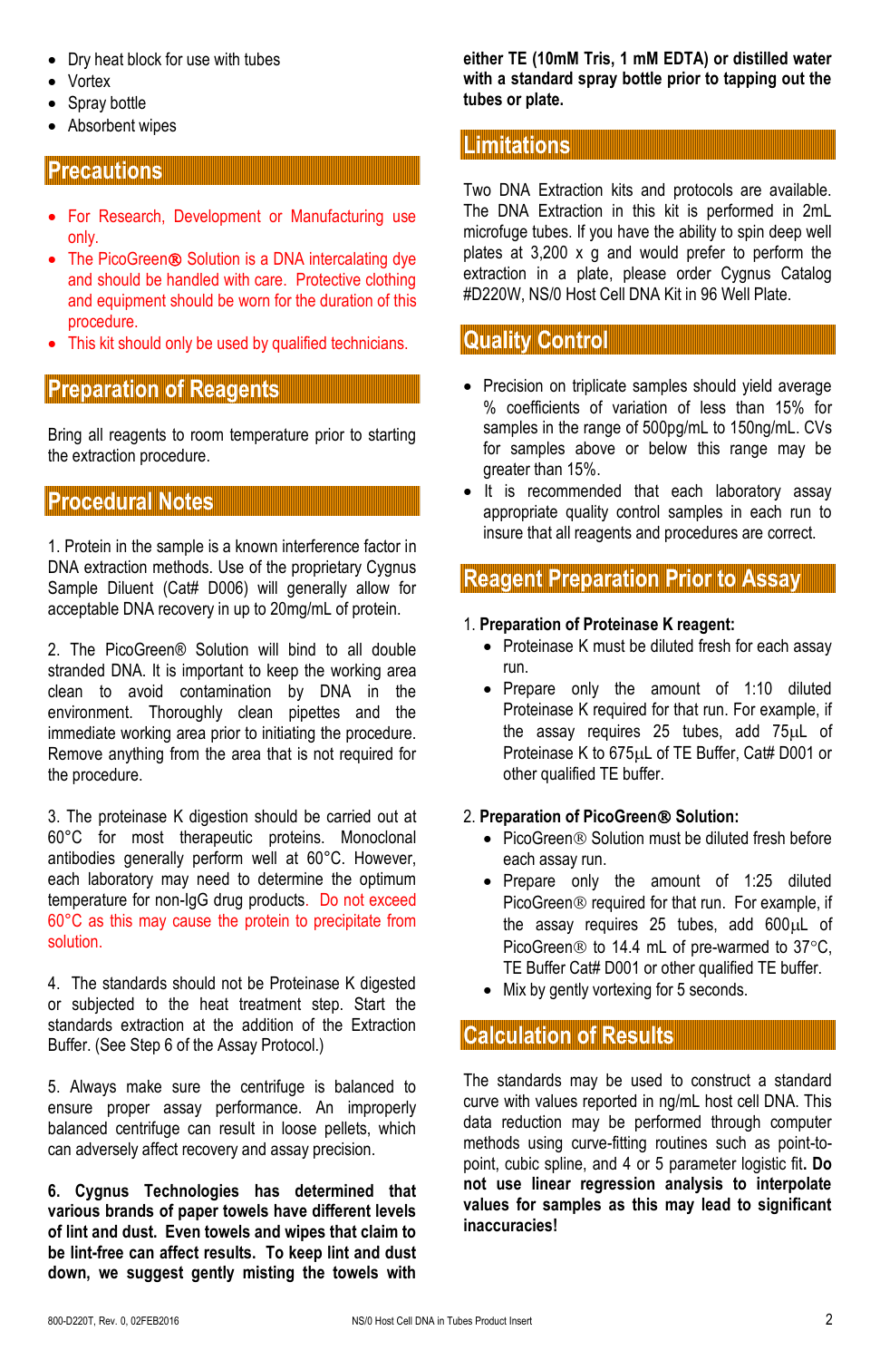- Dry heat block for use with tubes
- Vortex
- Spray bottle
- Absorbent wipes

## Precautions

- For Research, Development or Manufacturing use only.
- The PicoGreen® Solution is a DNA intercalating dye and should be handled with care. Protective clothing and equipment should be worn for the duration of this procedure.
- This kit should only be used by qualified technicians.

## Preparation of Reagents

Bring all reagents to room temperature prior to starting the extraction procedure.

## Procedural Notes

1. Protein in the sample is a known interference factor in DNA extraction methods. Use of the proprietary Cygnus Sample Diluent (Cat# D006) will generally allow for acceptable DNA recovery in up to 20mg/mL of protein.

2. The PicoGreen® Solution will bind to all double stranded DNA. It is important to keep the working area clean to avoid contamination by DNA in the environment. Thoroughly clean pipettes and the immediate working area prior to initiating the procedure. Remove anything from the area that is not required for the procedure.

3. The proteinase K digestion should be carried out at 60°C for most therapeutic proteins. Monoclonal antibodies generally perform well at 60°C. However, each laboratory may need to determine the optimum temperature for non-IgG drug products. Do not exceed 60°C as this may cause the protein to precipitate from solution.

4. The standards should not be Proteinase K digested or subjected to the heat treatment step. Start the standards extraction at the addition of the Extraction Buffer. (See Step 6 of the Assay Protocol.)

5. Always make sure the centrifuge is balanced to ensure proper assay performance. An improperly balanced centrifuge can result in loose pellets, which can adversely affect recovery and assay precision.

**6. Cygnus Technologies has determined that various brands of paper towels have different levels of lint and dust. Even towels and wipes that claim to be lint-free can affect results. To keep lint and dust down, we suggest gently misting the towels with either TE (10mM Tris, 1 mM EDTA) or distilled water with a standard spray bottle prior to tapping out the tubes or plate.**

## Limitations

Two DNA Extraction kits and protocols are available. The DNA Extraction in this kit is performed in 2mL microfuge tubes. If you have the ability to spin deep well plates at 3,200 x g and would prefer to perform the extraction in a plate, please order Cygnus Catalog #D220W, NS/0 Host Cell DNA Kit in 96 Well Plate.

## Quality Control

- Precision on triplicate samples should yield average % coefficients of variation of less than 15% for samples in the range of 500pg/mL to 150ng/mL. CVs for samples above or below this range may be greater than 15%.
- It is recommended that each laboratory assay appropriate quality control samples in each run to insure that all reagents and procedures are correct.

## Reagent Preparation Prior to Assay

1. **Preparation of Proteinase K reagent:**
   - Proteinase K must be diluted fresh for each assay run.
   - Prepare only the amount of 1:10 diluted Proteinase K required for that run. For example, if the assay requires 25 tubes, add 75µL of Proteinase K to 675µL of TE Buffer, Cat# D001 or other qualified TE buffer.

2. **Preparation of PicoGreen® Solution:**
   - PicoGreen® Solution must be diluted fresh before each assay run.
   - Prepare only the amount of 1:25 diluted PicoGreen® required for that run. For example, if the assay requires 25 tubes, add 600µL of PicoGreen® to 14.4 mL of pre-warmed to 37°C, TE Buffer Cat# D001 or other qualified TE buffer.
   - Mix by gently vortexing for 5 seconds.

## Calculation of Results

The standards may be used to construct a standard curve with values reported in ng/mL host cell DNA. This data reduction may be performed through computer methods using curve-fitting routines such as point-to-point, cubic spline, and 4 or 5 parameter logistic fit. **Do not use linear regression analysis to interpolate values for samples as this may lead to significant inaccuracies!**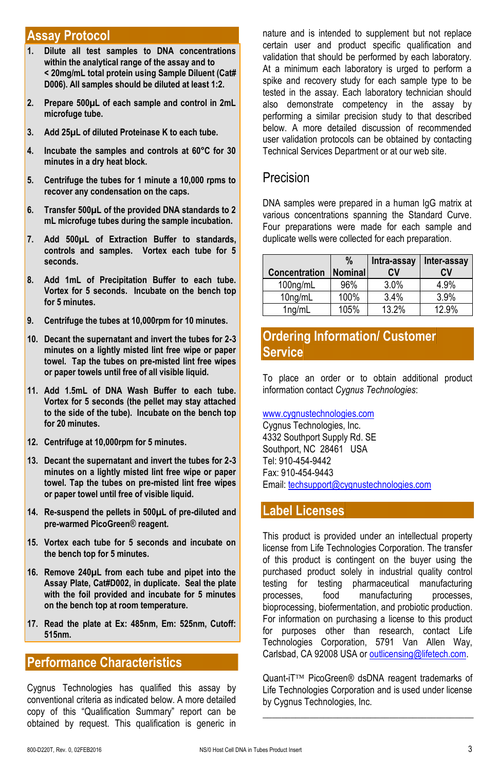## Assay Protocol

1. **Dilute all test samples to DNA concentrations within the analytical range of the assay and to < 20mg/mL total protein using Sample Diluent (Cat# D006). All samples should be diluted at least 1:2.**
2. **Prepare 500µL of each sample and control in 2mL microfuge tube.**
3. **Add 25µL of diluted Proteinase K to each tube.**
4. **Incubate the samples and controls at 60°C for 30 minutes in a dry heat block.**
5. **Centrifuge the tubes for 1 minute a 10,000 rpms to recover any condensation on the caps.**
6. **Transfer 500µL of the provided DNA standards to 2 mL microfuge tubes during the sample incubation.**
7. **Add 500µL of Extraction Buffer to standards, controls and samples. Vortex each tube for 5 seconds.**
8. **Add 1mL of Precipitation Buffer to each tube. Vortex for 5 seconds. Incubate on the bench top for 5 minutes.**
9. **Centrifuge the tubes at 10,000rpm for 10 minutes.**
10. **Decant the supernatant and invert the tubes for 2-3 minutes on a lightly misted lint free wipe or paper towel. Tap the tubes on pre-misted lint free wipes or paper towels until free of all visible liquid.**
11. **Add 1.5mL of DNA Wash Buffer to each tube. Vortex for 5 seconds (the pellet may stay attached to the side of the tube). Incubate on the bench top for 20 minutes.**
12. **Centrifuge at 10,000rpm for 5 minutes.**
13. **Decant the supernatant and invert the tubes for 2-3 minutes on a lightly misted lint free wipe or paper towel. Tap the tubes on pre-misted lint free wipes or paper towel until free of visible liquid.**
14. **Re-suspend the pellets in 500µL of pre-diluted and pre-warmed PicoGreen® reagent.**
15. **Vortex each tube for 5 seconds and incubate on the bench top for 5 minutes.**
16. **Remove 240µL from each tube and pipet into the Assay Plate, Cat#D002, in duplicate. Seal the plate with the foil provided and incubate for 5 minutes on the bench top at room temperature.**
17. **Read the plate at Ex: 485nm, Em: 525nm, Cutoff: 515nm.**

## Performance Characteristics

Cygnus Technologies has qualified this assay by conventional criteria as indicated below. A more detailed copy of this "Qualification Summary" report can be obtained by request. This qualification is generic in nature and is intended to supplement but not replace certain user and product specific qualification and validation that should be performed by each laboratory. At a minimum each laboratory is urged to perform a spike and recovery study for each sample type to be tested in the assay. Each laboratory technician should also demonstrate competency in the assay by performing a similar precision study to that described below. A more detailed discussion of recommended user validation protocols can be obtained by contacting Technical Services Department or at our web site.

### Precision

DNA samples were prepared in a human IgG matrix at various concentrations spanning the Standard Curve. Four preparations were made for each sample and duplicate wells were collected for each preparation.

| Concentration | % Nominal | Intra-assay CV | Inter-assay CV |
|---|---|---|---|
| 100ng/mL | 96% | 3.0% | 4.9% |
| 10ng/mL | 100% | 3.4% | 3.9% |
| 1ng/mL | 105% | 13.2% | 12.9% |

## Ordering Information/ Customer Service

To place an order or to obtain additional product information contact *Cygnus Technologies*:

www.cygnustechnologies.com
Cygnus Technologies, Inc.
4332 Southport Supply Rd. SE
Southport, NC 28461 USA
Tel: 910-454-9442
Fax: 910-454-9443
Email: techsupport@cygnustechnologies.com

## Label Licenses

This product is provided under an intellectual property license from Life Technologies Corporation. The transfer of this product is contingent on the buyer using the purchased product solely in industrial quality control testing for testing pharmaceutical manufacturing processes, food manufacturing processes, bioprocessing, biofermentation, and probiotic production. For information on purchasing a license to this product for purposes other than research, contact Life Technologies Corporation, 5791 Van Allen Way, Carlsbad, CA 92008 USA or outlicensing@lifetech.com.

Quant-iT™ PicoGreen® dsDNA reagent trademarks of Life Technologies Corporation and is used under license by Cygnus Technologies, Inc.